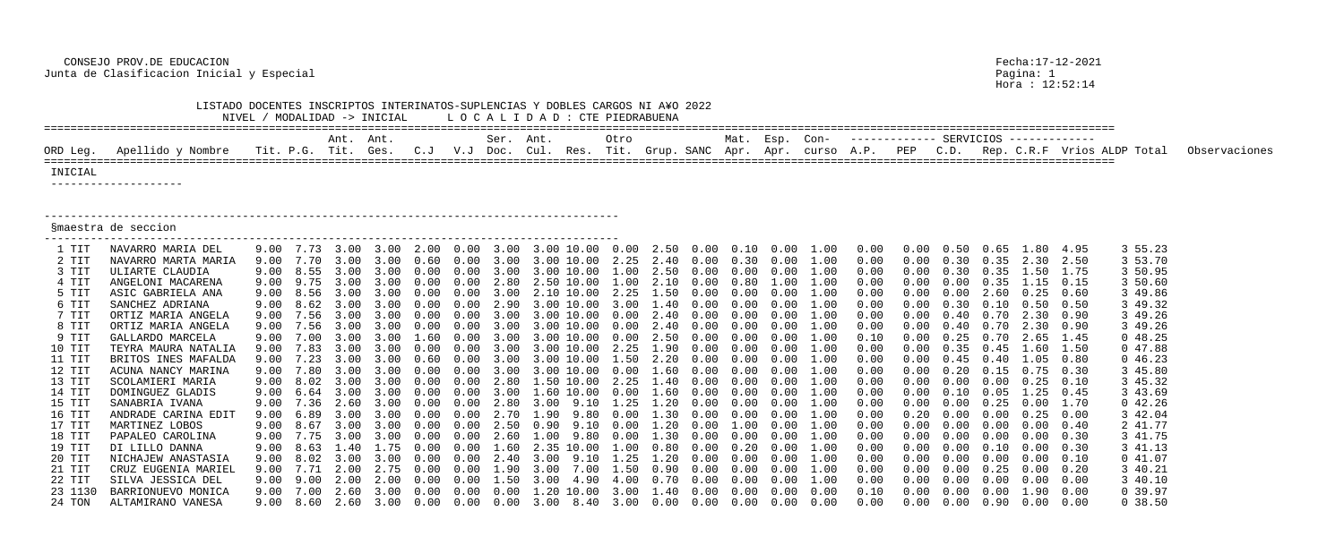CONSEJO PROV.DE EDUCACION
Junta de Clasificacion Inicial y Especial

Fecha:17-12-2021
Pagina: 1
Hora : 12:52:14

LISTADO DOCENTES INSCRIPTOS INTERINATOS-SUPLENCIAS Y DOBLES CARGOS NI A¥O 2022

NIVEL / MODALIDAD -> INICIAL        L O C A L I D A D : CTE PIEDRABUENA

INICIAL

§maestra de seccion

| ORD | Leg. | Apellido y Nombre | Tit. | P.G. | Ant. Tit. | Ant. Ges. | C.J | V.J | Ser. Doc. | Ant. Cul. | Res. | Otro Tit. | Grup. | SANC | Mat. Apr. | Esp. Apr. | Con- curso | A.P. | PEP | C.D. | Rep. | C.R.F | Vrios | ALDP | Total | Observaciones |
|---|---|---|---|---|---|---|---|---|---|---|---|---|---|---|---|---|---|---|---|---|---|---|---|---|---|---|
| 1 | TIT | NAVARRO MARIA DEL | 9.00 | 7.73 | 3.00 | 3.00 | 2.00 | 0.00 | 3.00 | 3.00 | 10.00 | 0.00 | 2.50 | 0.00 | 0.10 | 0.00 | 1.00 | 0.00 | 0.00 | 0.50 | 0.65 | 1.80 | 4.95 | 3 | 55.23 | |
| 2 | TIT | NAVARRO MARTA MARIA | 9.00 | 7.70 | 3.00 | 3.00 | 0.60 | 0.00 | 3.00 | 3.00 | 10.00 | 2.25 | 2.40 | 0.00 | 0.30 | 0.00 | 1.00 | 0.00 | 0.00 | 0.30 | 0.35 | 2.30 | 2.50 | 3 | 53.70 | |
| 3 | TIT | ULIARTE CLAUDIA | 9.00 | 8.55 | 3.00 | 3.00 | 0.00 | 0.00 | 3.00 | 3.00 | 10.00 | 1.00 | 2.50 | 0.00 | 0.00 | 0.00 | 1.00 | 0.00 | 0.00 | 0.30 | 0.35 | 1.50 | 1.75 | 3 | 50.95 | |
| 4 | TIT | ANGELONI MACARENA | 9.00 | 9.75 | 3.00 | 3.00 | 0.00 | 0.00 | 2.80 | 2.50 | 10.00 | 1.00 | 2.10 | 0.00 | 0.80 | 1.00 | 1.00 | 0.00 | 0.00 | 0.00 | 0.35 | 1.15 | 0.15 | 3 | 50.60 | |
| 5 | TIT | ASIC GABRIELA ANA | 9.00 | 8.56 | 3.00 | 3.00 | 0.00 | 0.00 | 3.00 | 2.10 | 10.00 | 2.25 | 1.50 | 0.00 | 0.00 | 0.00 | 1.00 | 0.00 | 0.00 | 0.00 | 2.60 | 0.25 | 0.60 | 3 | 49.86 | |
| 6 | TIT | SANCHEZ ADRIANA | 9.00 | 8.62 | 3.00 | 3.00 | 0.00 | 0.00 | 2.90 | 3.00 | 10.00 | 3.00 | 1.40 | 0.00 | 0.00 | 0.00 | 1.00 | 0.00 | 0.00 | 0.30 | 0.10 | 0.50 | 0.50 | 3 | 49.32 | |
| 7 | TIT | ORTIZ MARIA ANGELA | 9.00 | 7.56 | 3.00 | 3.00 | 0.00 | 0.00 | 3.00 | 3.00 | 10.00 | 0.00 | 2.40 | 0.00 | 0.00 | 0.00 | 1.00 | 0.00 | 0.00 | 0.40 | 0.70 | 2.30 | 0.90 | 3 | 49.26 | |
| 8 | TIT | ORTIZ MARIA ANGELA | 9.00 | 7.56 | 3.00 | 3.00 | 0.00 | 0.00 | 3.00 | 3.00 | 10.00 | 0.00 | 2.40 | 0.00 | 0.00 | 0.00 | 1.00 | 0.00 | 0.00 | 0.40 | 0.70 | 2.30 | 0.90 | 3 | 49.26 | |
| 9 | TIT | GALLARDO MARCELA | 9.00 | 7.00 | 3.00 | 3.00 | 1.60 | 0.00 | 3.00 | 3.00 | 10.00 | 0.00 | 2.50 | 0.00 | 0.00 | 0.00 | 1.00 | 0.10 | 0.00 | 0.25 | 0.70 | 2.65 | 1.45 | 0 | 48.25 | |
| 10 | TIT | TEYRA MAURA NATALIA | 9.00 | 7.83 | 3.00 | 3.00 | 0.00 | 0.00 | 3.00 | 3.00 | 10.00 | 2.25 | 1.90 | 0.00 | 0.00 | 0.00 | 1.00 | 0.00 | 0.00 | 0.35 | 0.45 | 1.60 | 1.50 | 0 | 47.88 | |
| 11 | TIT | BRITOS INES MAFALDA | 9.00 | 7.23 | 3.00 | 3.00 | 0.60 | 0.00 | 3.00 | 3.00 | 10.00 | 1.50 | 2.20 | 0.00 | 0.00 | 0.00 | 1.00 | 0.00 | 0.00 | 0.45 | 0.40 | 1.05 | 0.80 | 0 | 46.23 | |
| 12 | TIT | ACUNA NANCY MARINA | 9.00 | 7.80 | 3.00 | 3.00 | 0.00 | 0.00 | 3.00 | 3.00 | 10.00 | 0.00 | 1.60 | 0.00 | 0.00 | 0.00 | 1.00 | 0.00 | 0.00 | 0.20 | 0.15 | 0.75 | 0.30 | 3 | 45.80 | |
| 13 | TIT | SCOLAMIERI MARIA | 9.00 | 8.02 | 3.00 | 3.00 | 0.00 | 0.00 | 2.80 | 1.50 | 10.00 | 2.25 | 1.40 | 0.00 | 0.00 | 0.00 | 1.00 | 0.00 | 0.00 | 0.00 | 0.00 | 0.25 | 0.10 | 3 | 45.32 | |
| 14 | TIT | DOMINGUEZ GLADIS | 9.00 | 6.64 | 3.00 | 3.00 | 0.00 | 0.00 | 3.00 | 1.60 | 10.00 | 0.00 | 1.60 | 0.00 | 0.00 | 0.00 | 1.00 | 0.00 | 0.00 | 0.10 | 0.05 | 1.25 | 0.45 | 3 | 43.69 | |
| 15 | TIT | SANABRIA IVANA | 9.00 | 7.36 | 2.60 | 3.00 | 0.00 | 0.00 | 2.80 | 3.00 | 9.10 | 1.25 | 1.20 | 0.00 | 0.00 | 0.00 | 1.00 | 0.00 | 0.00 | 0.00 | 0.25 | 0.00 | 1.70 | 0 | 42.26 | |
| 16 | TIT | ANDRADE CARINA EDIT | 9.00 | 6.89 | 3.00 | 3.00 | 0.00 | 0.00 | 2.70 | 1.90 | 9.80 | 0.00 | 1.30 | 0.00 | 0.00 | 0.00 | 1.00 | 0.00 | 0.20 | 0.00 | 0.00 | 0.25 | 0.00 | 3 | 42.04 | |
| 17 | TIT | MARTINEZ LOBOS | 9.00 | 8.67 | 3.00 | 3.00 | 0.00 | 0.00 | 2.50 | 0.90 | 9.10 | 0.00 | 1.20 | 0.00 | 1.00 | 0.00 | 1.00 | 0.00 | 0.00 | 0.00 | 0.00 | 0.00 | 0.40 | 2 | 41.77 | |
| 18 | TIT | PAPALEO CAROLINA | 9.00 | 7.75 | 3.00 | 3.00 | 0.00 | 0.00 | 2.60 | 1.00 | 9.80 | 0.00 | 1.30 | 0.00 | 0.00 | 0.00 | 1.00 | 0.00 | 0.00 | 0.00 | 0.00 | 0.00 | 0.30 | 3 | 41.75 | |
| 19 | TIT | DI LILLO DANNA | 9.00 | 8.63 | 1.40 | 1.75 | 0.00 | 0.00 | 1.60 | 2.35 | 10.00 | 1.00 | 0.80 | 0.00 | 0.20 | 0.00 | 1.00 | 0.00 | 0.00 | 0.00 | 0.10 | 0.00 | 0.30 | 3 | 41.13 | |
| 20 | TIT | NICHAJEW ANASTASIA | 9.00 | 8.02 | 3.00 | 3.00 | 0.00 | 0.00 | 2.40 | 3.00 | 9.10 | 1.25 | 1.20 | 0.00 | 0.00 | 0.00 | 1.00 | 0.00 | 0.00 | 0.00 | 0.00 | 0.00 | 0.10 | 0 | 41.07 | |
| 21 | TIT | CRUZ EUGENIA MARIEL | 9.00 | 7.71 | 2.00 | 2.75 | 0.00 | 0.00 | 1.90 | 3.00 | 7.00 | 1.50 | 0.90 | 0.00 | 0.00 | 0.00 | 1.00 | 0.00 | 0.00 | 0.00 | 0.25 | 0.00 | 0.20 | 3 | 40.21 | |
| 22 | TIT | SILVA JESSICA DEL | 9.00 | 9.00 | 2.00 | 2.00 | 0.00 | 0.00 | 1.50 | 3.00 | 4.90 | 4.00 | 0.70 | 0.00 | 0.00 | 0.00 | 1.00 | 0.00 | 0.00 | 0.00 | 0.00 | 0.00 | 0.00 | 3 | 40.10 | |
| 23 | 1130 | BARRIONUEVO MONICA | 9.00 | 7.00 | 2.60 | 3.00 | 0.00 | 0.00 | 0.00 | 1.20 | 10.00 | 3.00 | 1.40 | 0.00 | 0.00 | 0.00 | 0.00 | 0.10 | 0.00 | 0.00 | 0.00 | 1.90 | 0.00 | 0 | 39.97 | |
| 24 | TON | ALTAMIRANO VANESA | 9.00 | 8.60 | 2.60 | 3.00 | 0.00 | 0.00 | 0.00 | 3.00 | 8.40 | 3.00 | 0.00 | 0.00 | 0.00 | 0.00 | 0.00 | 0.00 | 0.00 | 0.00 | 0.90 | 0.00 | 0.00 | 0 | 38.50 | |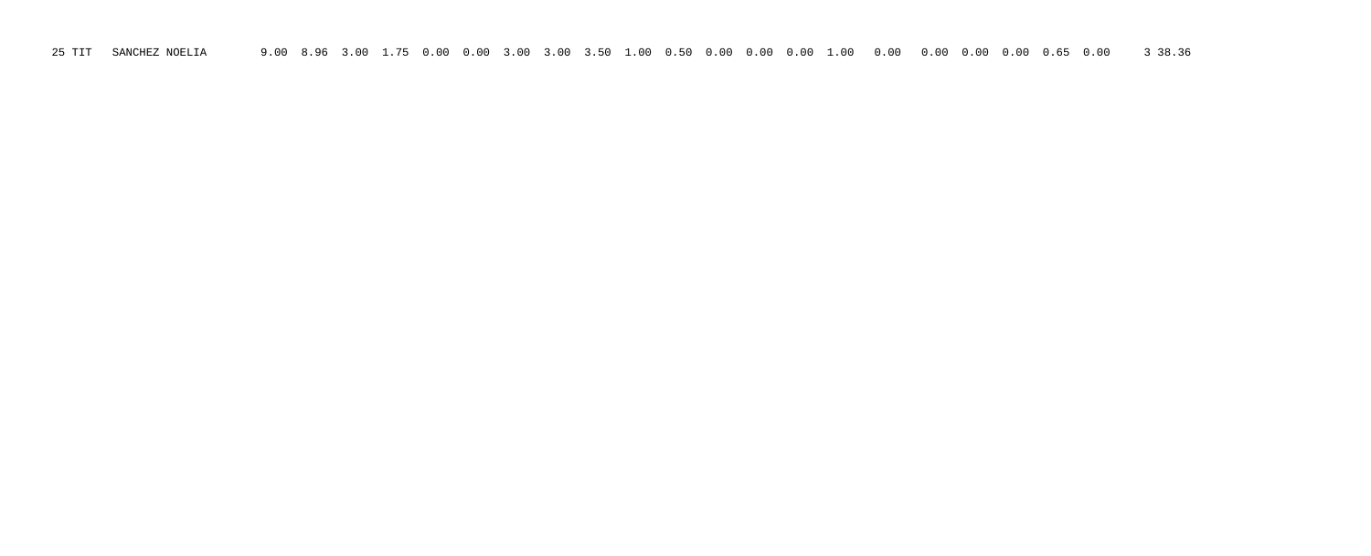25 TIT SANCHEZ NOELIA 9.00 8.96 3.00 1.75 0.00 0.00 3.00 3.00 3.50 1.00 0.50 0.00 0.00 0.00 1.00 0.00 0.00 0.00 0.00 0.65 0.00 3 38.36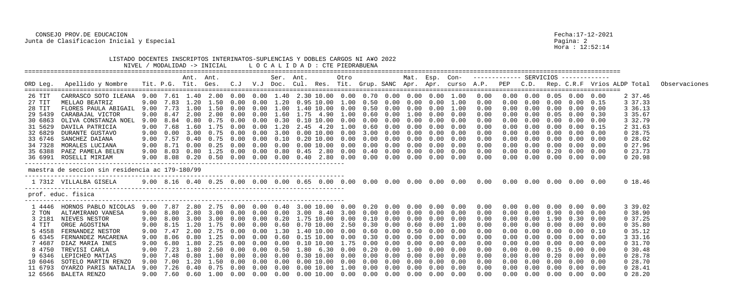CONSEJO PROV.DE EDUCACION
Junta de Clasificacion Inicial y Especial

Fecha:17-12-2021
Pagina: 2
Hora : 12:52:14

LISTADO DOCENTES INSCRIPTOS INTERINATOS-SUPLENCIAS Y DOBLES CARGOS NI A¥O 2022
NIVEL / MODALIDAD -> INICIAL    L O C A L I D A D : CTE PIEDRABUENA

| ORD Leg. | Apellido y Nombre | Tit. | P.G. | Ant. Tit. | Ant. Ges. | C.J | V.J | Ser. Doc. | Ant. Cul. | Res. | Otro Tit. | Grup. | SANC | Mat. Apr. | Esp. Apr. | Con- curso | A.P. | PEP | C.D. | Rep. | C.R.F | Vrios | ALDP | Total | Observaciones |
|---|---|---|---|---|---|---|---|---|---|---|---|---|---|---|---|---|---|---|---|---|---|---|---|---|---|
| 26 TIT | CARRASCO SOTO ILEANA | 9.00 | 7.61 | 1.40 | 2.00 | 0.00 | 0.00 | 1.40 | 2.30 | 10.00 | 0.00 | 0.70 | 0.00 | 0.00 | 0.00 | 1.00 | 0.00 | 0.00 | 0.00 | 0.05 | 0.00 | 0.00 | 2 | 37.46 | |
| 27 TIT | MELLAO BEATRIZ | 9.00 | 7.83 | 1.20 | 1.50 | 0.00 | 0.00 | 1.20 | 0.95 | 10.00 | 1.00 | 0.50 | 0.00 | 0.00 | 0.00 | 1.00 | 0.00 | 0.00 | 0.00 | 0.00 | 0.00 | 0.15 | 3 | 37.33 | |
| 28 TIT | FLORES PAULA ABIGAIL | 9.00 | 7.73 | 1.00 | 1.50 | 0.00 | 0.00 | 1.00 | 1.40 | 10.00 | 0.00 | 0.50 | 0.00 | 0.00 | 0.00 | 1.00 | 0.00 | 0.00 | 0.00 | 0.00 | 0.00 | 0.00 | 3 | 36.13 | |
| 29 5439 | CARABAJAL VICTOR | 9.00 | 8.47 | 2.00 | 2.00 | 0.00 | 0.00 | 1.60 | 1.75 | 4.90 | 1.00 | 0.60 | 0.00 | 1.00 | 0.00 | 0.00 | 0.00 | 0.00 | 0.00 | 0.05 | 0.00 | 0.30 | 3 | 35.67 | |
| 30 6863 | OLIVA CONSTANZA NOEL | 9.00 | 8.84 | 0.80 | 0.75 | 0.00 | 0.00 | 0.30 | 0.10 | 10.00 | 0.00 | 0.00 | 0.00 | 0.00 | 0.00 | 0.00 | 0.00 | 0.00 | 0.00 | 0.00 | 0.00 | 0.00 | 3 | 32.79 | |
| 31 5629 | DAVILA PATRICIA | 9.00 | 7.68 | 1.60 | 1.75 | 0.00 | 0.00 | 1.20 | 2.45 | 4.20 | 1.00 | 0.60 | 0.00 | 0.00 | 0.00 | 0.00 | 0.00 | 0.00 | 0.00 | 0.00 | 0.00 | 0.15 | 2 | 31.63 | |
| 32 6829 | DURANTE GUSTAVO | 9.00 | 0.00 | 3.00 | 0.75 | 0.00 | 0.00 | 3.00 | 0.00 | 10.00 | 0.00 | 3.00 | 0.00 | 0.00 | 0.00 | 0.00 | 0.00 | 0.00 | 0.00 | 0.00 | 0.00 | 0.00 | 0 | 28.75 | |
| 33 6746 | SANCHEZ DAIANA | 9.00 | 7.57 | 0.40 | 0.75 | 0.00 | 0.00 | 0.10 | 0.20 | 10.00 | 0.00 | 0.00 | 0.00 | 0.00 | 0.00 | 0.00 | 0.00 | 0.00 | 0.00 | 0.00 | 0.00 | 0.00 | 0 | 28.02 | |
| 34 7328 | MORALES LUCIANA | 9.00 | 8.71 | 0.00 | 0.25 | 0.00 | 0.00 | 0.00 | 0.00 | 10.00 | 0.00 | 0.00 | 0.00 | 0.00 | 0.00 | 0.00 | 0.00 | 0.00 | 0.00 | 0.00 | 0.00 | 0.00 | 0 | 27.96 | |
| 35 6388 | PAEZ PAMELA BELEN | 9.00 | 8.03 | 0.80 | 1.25 | 0.00 | 0.00 | 0.80 | 0.45 | 2.80 | 0.00 | 0.40 | 0.00 | 0.00 | 0.00 | 0.00 | 0.00 | 0.00 | 0.00 | 0.20 | 0.00 | 0.00 | 0 | 23.73 | |
| 36 6991 | ROSELLI MIRIAM | 9.00 | 8.08 | 0.20 | 0.50 | 0.00 | 0.00 | 0.00 | 0.40 | 2.80 | 0.00 | 0.00 | 0.00 | 0.00 | 0.00 | 0.00 | 0.00 | 0.00 | 0.00 | 0.00 | 0.00 | 0.00 | 0 | 20.98 | |

maestra de seccion sin residencia ac 179-180/99

| ORD Leg. | Apellido y Nombre | Tit. | P.G. | Ant. Tit. | Ant. Ges. | C.J | V.J | Ser. Doc. | Ant. Cul. | Res. | Otro Tit. | Grup. | SANC | Mat. Apr. | Esp. Apr. | Con- curso | A.P. | PEP | C.D. | Rep. | C.R.F | Vrios | ALDP | Total | Observaciones |
|---|---|---|---|---|---|---|---|---|---|---|---|---|---|---|---|---|---|---|---|---|---|---|---|---|---|
| 1 7312 | VILLALBA GISELA | 9.00 | 8.16 | 0.40 | 0.25 | 0.00 | 0.00 | 0.00 | 0.65 | 0.00 | 0.00 | 0.00 | 0.00 | 0.00 | 0.00 | 0.00 | 0.00 | 0.00 | 0.00 | 0.00 | 0.00 | 0.00 | 0 | 18.46 | |

prof. educ. fisica

| ORD Leg. | Apellido y Nombre | Tit. | P.G. | Ant. Tit. | Ant. Ges. | C.J | V.J | Ser. Doc. | Ant. Cul. | Res. | Otro Tit. | Grup. | SANC | Mat. Apr. | Esp. Apr. | Con- curso | A.P. | PEP | C.D. | Rep. | C.R.F | Vrios | ALDP | Total | Observaciones |
|---|---|---|---|---|---|---|---|---|---|---|---|---|---|---|---|---|---|---|---|---|---|---|---|---|---|
| 1 4446 | HORNOS PABLO NICOLAS | 9.00 | 7.87 | 2.80 | 2.75 | 0.00 | 0.00 | 0.40 | 3.00 | 10.00 | 0.00 | 0.20 | 0.00 | 0.00 | 0.00 | 0.00 | 0.00 | 0.00 | 0.00 | 0.00 | 0.00 | 0.00 | 3 | 39.02 | |
| 2 TON | ALTAMIRANO VANESA | 9.00 | 8.80 | 2.80 | 3.00 | 0.00 | 0.00 | 0.00 | 3.00 | 8.40 | 3.00 | 0.00 | 0.00 | 0.00 | 0.00 | 0.00 | 0.00 | 0.00 | 0.00 | 0.90 | 0.00 | 0.00 | 0 | 38.90 | |
| 3 2181 | NIEVES NESTOR | 9.00 | 8.00 | 3.00 | 3.00 | 0.00 | 0.00 | 0.20 | 1.75 | 10.00 | 0.00 | 0.10 | 0.00 | 0.00 | 0.00 | 0.00 | 0.00 | 0.00 | 0.00 | 1.90 | 0.30 | 0.00 | 0 | 37.25 | |
| 4 TIT | ORGE AGOSTINA | 9.00 | 8.15 | 1.20 | 1.75 | 0.00 | 0.00 | 0.60 | 0.70 | 10.00 | 2.50 | 0.30 | 0.00 | 0.60 | 0.00 | 1.00 | 0.00 | 0.00 | 0.00 | 0.00 | 0.00 | 0.00 | 0 | 35.80 | |
| 5 4558 | FERNANDEZ NESTOR | 9.00 | 7.47 | 2.00 | 2.75 | 0.00 | 0.00 | 1.30 | 1.40 | 10.00 | 0.00 | 0.60 | 0.00 | 0.50 | 0.00 | 0.00 | 0.00 | 0.00 | 0.00 | 0.00 | 0.00 | 0.10 | 0 | 35.12 | |
| 6 6345 | FERNANDEZ MACARENA | 9.00 | 8.06 | 0.80 | 1.25 | 0.00 | 0.00 | 0.60 | 0.15 | 10.00 | 0.00 | 0.30 | 0.00 | 0.00 | 0.00 | 0.00 | 0.00 | 0.00 | 0.00 | 0.00 | 0.00 | 0.00 | 3 | 33.16 | |
| 7 4687 | DIAZ MARIA INES | 9.00 | 6.80 | 1.80 | 2.25 | 0.00 | 0.00 | 0.00 | 0.10 | 10.00 | 1.75 | 0.00 | 0.00 | 0.00 | 0.00 | 0.00 | 0.00 | 0.00 | 0.00 | 0.00 | 0.00 | 0.00 | 0 | 31.70 | |
| 8 4750 | TREVISI CARLA | 9.00 | 7.23 | 1.80 | 2.50 | 0.00 | 0.00 | 0.50 | 1.80 | 6.30 | 0.00 | 0.20 | 0.00 | 1.00 | 0.00 | 0.00 | 0.00 | 0.00 | 0.00 | 0.15 | 0.00 | 0.00 | 0 | 30.48 | |
| 9 6346 | LEPICHEO MATIAS | 9.00 | 7.48 | 0.80 | 1.00 | 0.00 | 0.00 | 0.00 | 0.30 | 10.00 | 0.00 | 0.00 | 0.00 | 0.00 | 0.00 | 0.00 | 0.00 | 0.00 | 0.00 | 0.20 | 0.00 | 0.00 | 0 | 28.78 | |
| 10 6046 | SOTELO MARTIN RENZO | 9.00 | 7.00 | 1.20 | 1.50 | 0.00 | 0.00 | 0.00 | 0.00 | 10.00 | 0.00 | 0.00 | 0.00 | 0.00 | 0.00 | 0.00 | 0.00 | 0.00 | 0.00 | 0.00 | 0.00 | 0.00 | 0 | 28.70 | |
| 11 6793 | OYARZO PARIS NATALIA | 9.00 | 7.26 | 0.40 | 0.75 | 0.00 | 0.00 | 0.00 | 0.00 | 10.00 | 1.00 | 0.00 | 0.00 | 0.00 | 0.00 | 0.00 | 0.00 | 0.00 | 0.00 | 0.00 | 0.00 | 0.00 | 0 | 28.41 | |
| 12 6566 | BALETA RENZO | 9.00 | 7.60 | 0.60 | 1.00 | 0.00 | 0.00 | 0.00 | 0.00 | 10.00 | 0.00 | 0.00 | 0.00 | 0.00 | 0.00 | 0.00 | 0.00 | 0.00 | 0.00 | 0.00 | 0.00 | 0.00 | 0 | 28.20 | |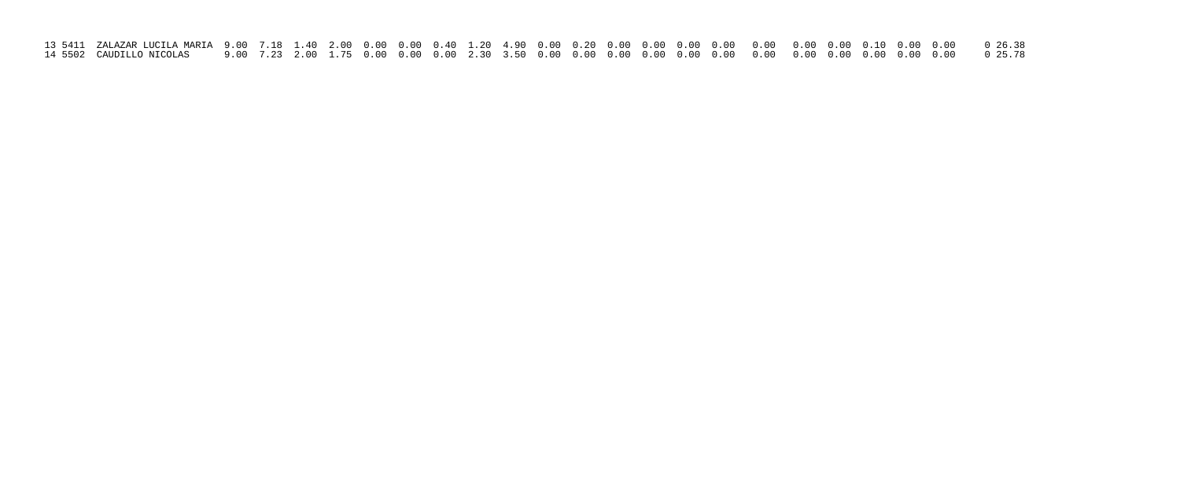| | | | | | | | | | | | | | | | | | | | | | | | | | | |
|---|---|---|---|---|---|---|---|---|---|---|---|---|---|---|---|---|---|---|---|---|---|---|---|---|---|---|
| 13 | 5411 | ZALAZAR LUCILA MARIA | 9.00 | 7.18 | 1.40 | 2.00 | 0.00 | 0.00 | 0.40 | 1.20 | 4.90 | 0.00 | 0.20 | 0.00 | 0.00 | 0.00 | 0.00 | 0.00 | 0.00 | 0.00 | 0.10 | 0.00 | 0.00 | 0 | 26.38 |
| 14 | 5502 | CAUDILLO NICOLAS | 9.00 | 7.23 | 2.00 | 1.75 | 0.00 | 0.00 | 0.00 | 2.30 | 3.50 | 0.00 | 0.00 | 0.00 | 0.00 | 0.00 | 0.00 | 0.00 | 0.00 | 0.00 | 0.00 | 0.00 | 0.00 | 0 | 25.78 |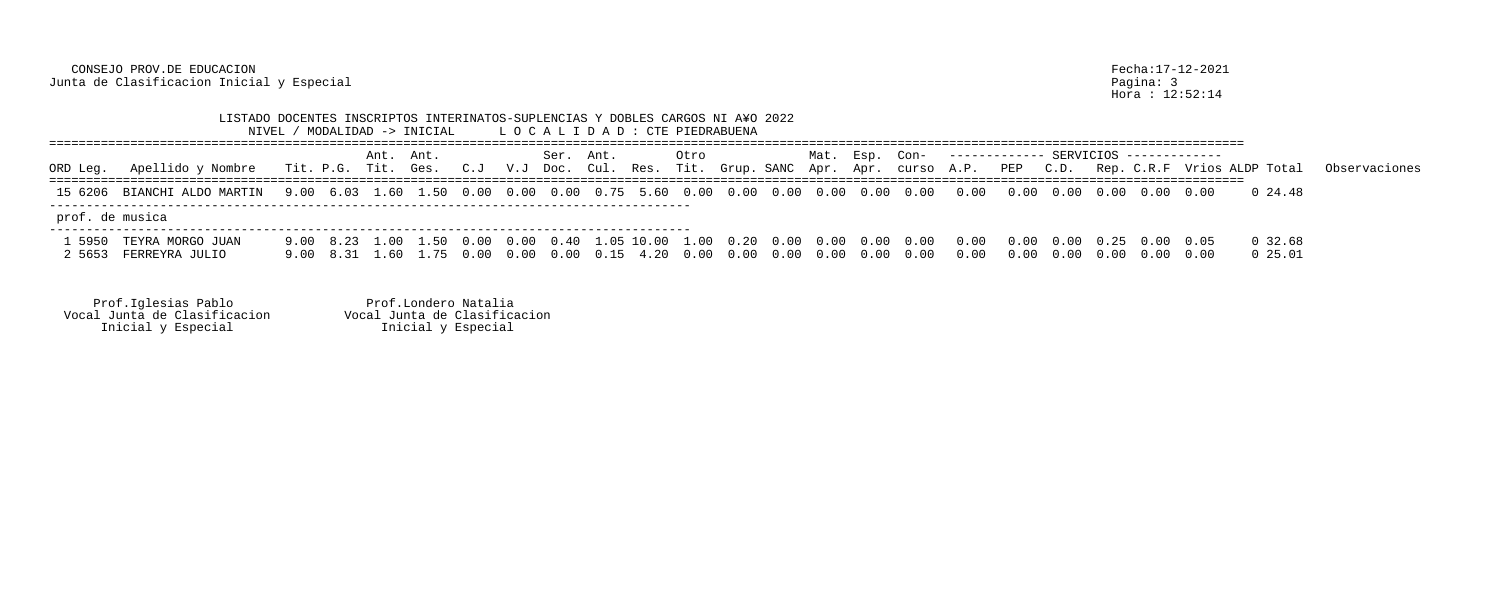CONSEJO PROV.DE EDUCACION
Junta de Clasificacion Inicial y Especial

Fecha:17-12-2021
Pagina: 3
Hora : 12:52:14

LISTADO DOCENTES INSCRIPTOS INTERINATOS-SUPLENCIAS Y DOBLES CARGOS NI A¥O 2022
NIVEL / MODALIDAD -> INICIAL     L O C A L I D A D : CTE PIEDRABUENA

| ORD | Leg. | Apellido y Nombre | Tit. | P.G. | Ant. Tit. | Ant. Ges. | C.J | V.J | Ser. Doc. | Ant. Cul. | Res. | Otro Tit. | Grup. | SANC | Mat. Apr. | Esp. Apr. | Con- curso | A.P. | PEP | C.D. | Rep. | C.R.F | Vrios | ALDP | Total | Observaciones |
|---|---|---|---|---|---|---|---|---|---|---|---|---|---|---|---|---|---|---|---|---|---|---|---|---|---|---|
| 15 | 6206 | BIANCHI ALDO MARTIN | 9.00 | 6.03 | 1.60 | 1.50 | 0.00 | 0.00 | 0.00 | 0.75 | 5.60 | 0.00 | 0.00 | 0.00 | 0.00 | 0.00 | 0.00 | 0.00 | 0.00 | 0.00 | 0.00 | 0.00 | 0.00 | 0 | 24.48 | |
| prof. de musica | | | | | | | | | | | | | | | | | | | | | | | | | | |
| 1 | 5950 | TEYRA MORGO JUAN | 9.00 | 8.23 | 1.00 | 1.50 | 0.00 | 0.00 | 0.40 | 1.05 | 10.00 | 1.00 | 0.20 | 0.00 | 0.00 | 0.00 | 0.00 | 0.00 | 0.00 | 0.00 | 0.25 | 0.00 | 0.05 | 0 | 32.68 | |
| 2 | 5653 | FERREYRA JULIO | 9.00 | 8.31 | 1.60 | 1.75 | 0.00 | 0.00 | 0.00 | 0.15 | 4.20 | 0.00 | 0.00 | 0.00 | 0.00 | 0.00 | 0.00 | 0.00 | 0.00 | 0.00 | 0.00 | 0.00 | 0.00 | 0 | 25.01 | |

Prof.Iglesias Pablo
Vocal Junta de Clasificacion
Inicial y Especial

Prof.Londero Natalia
Vocal Junta de Clasificacion
Inicial y Especial